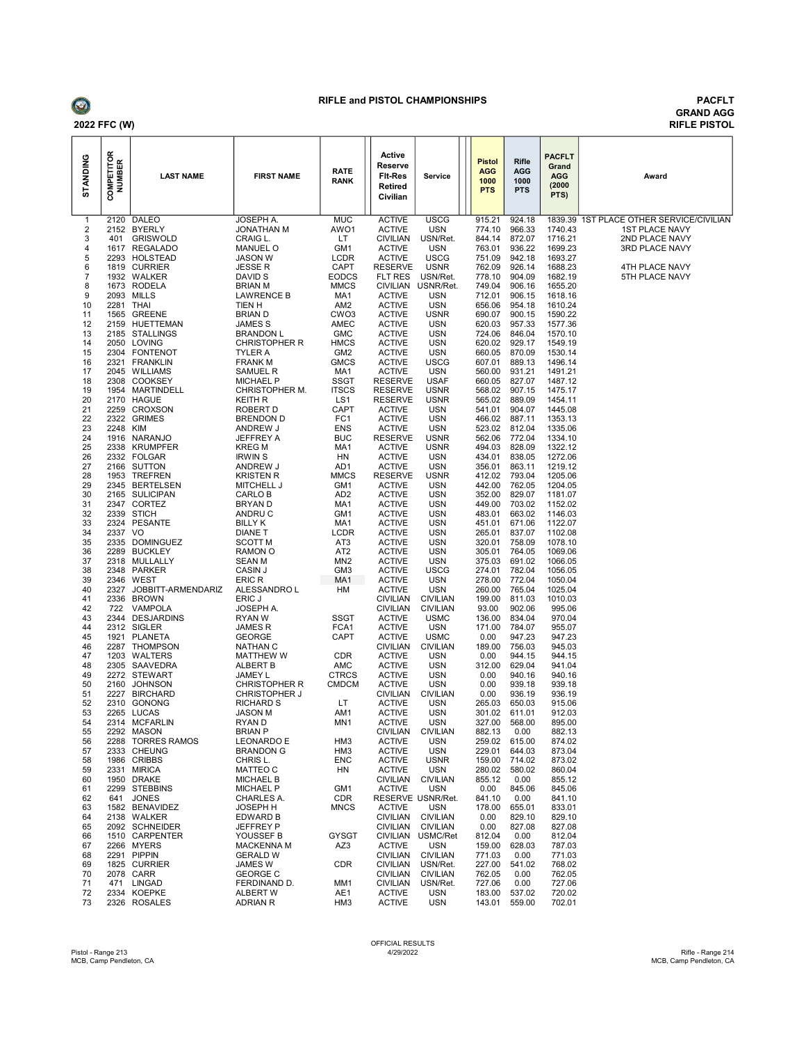# RIFLE and PISTOL CHAMPIONSHIPS

**2022 FFC (W)**

**PACFLT GRAND AGG RIFLE PISTOL**

| STANDING | COMPETITOR NUMBER | LAST NAME | FIRST NAME | RATE RANK | Active Reserve Flt-Res Retired Civilian | Service | Pistol AGG 1000 PTS | Rifle AGG 1000 PTS | PACFLT Grand AGG (2000 PTS) | Award |
|---|---|---|---|---|---|---|---|---|---|---|
| 1 | 2120 | DALEO | JOSEPH A. | MUC | ACTIVE | USCG | 915.21 | 924.18 | 1839.39 | 1ST PLACE OTHER SERVICE/CIVILIAN |
| 2 | 2152 | BYERLY | JONATHAN M | AWO1 | ACTIVE | USN | 774.10 | 966.33 | 1740.43 | 1ST PLACE NAVY |
| 3 | 401 | GRISWOLD | CRAIG L. | LT | CIVILIAN | USN/Ret. | 844.14 | 872.07 | 1716.21 | 2ND PLACE NAVY |
| 4 | 1617 | REGALADO | MANUEL O | GM1 | ACTIVE | USN | 763.01 | 936.22 | 1699.23 | 3RD PLACE NAVY |
| 5 | 2293 | HOLSTEAD | JASON W | LCDR | ACTIVE | USCG | 751.09 | 942.18 | 1693.27 | |
| 6 | 1819 | CURRIER | JESSE R | CAPT | RESERVE | USNR | 762.09 | 926.14 | 1688.23 | 4TH PLACE NAVY |
| 7 | 1932 | WALKER | DAVID S | EODCS | FLT RES | USN/Ret. | 778.10 | 904.09 | 1682.19 | 5TH PLACE NAVY |
| 8 | 1673 | RODELA | BRIAN M | MMCS | CIVILIAN | USNR/Ret. | 749.04 | 906.16 | 1655.20 | |
| 9 | 2093 | MILLS | LAWRENCE B | MA1 | ACTIVE | USN | 712.01 | 906.15 | 1618.16 | |
| 10 | 2281 | THAI | TIEN H | AM2 | ACTIVE | USN | 656.06 | 954.18 | 1610.24 | |
| 11 | 1565 | GREENE | BRIAN D | CWO3 | ACTIVE | USNR | 690.07 | 900.15 | 1590.22 | |
| 12 | 2159 | HUETTEMAN | JAMES S | AMEC | ACTIVE | USN | 620.03 | 957.33 | 1577.36 | |
| 13 | 2185 | STALLINGS | BRANDON L | GMC | ACTIVE | USN | 724.06 | 846.04 | 1570.10 | |
| 14 | 2050 | LOVING | CHRISTOPHER R | HMCS | ACTIVE | USN | 620.02 | 929.17 | 1549.19 | |
| 15 | 2304 | FONTENOT | TYLER A | GM2 | ACTIVE | USN | 660.05 | 870.09 | 1530.14 | |
| 16 | 2321 | FRANKLIN | FRANK M | GMCS | ACTIVE | USCG | 607.01 | 889.13 | 1496.14 | |
| 17 | 2045 | WILLIAMS | SAMUEL R | MA1 | ACTIVE | USN | 560.00 | 931.21 | 1491.21 | |
| 18 | 2308 | COOKSEY | MICHAEL P | SSGT | RESERVE | USAF | 660.05 | 827.07 | 1487.12 | |
| 19 | 1954 | MARTINDELL | CHRISTOPHER M. | ITSCS | RESERVE | USNR | 568.02 | 907.15 | 1475.17 | |
| 20 | 2170 | HAGUE | KEITH R | LS1 | RESERVE | USNR | 565.02 | 889.09 | 1454.11 | |
| 21 | 2259 | CROXSON | ROBERT D | CAPT | ACTIVE | USN | 541.01 | 904.07 | 1445.08 | |
| 22 | 2322 | GRIMES | BRENDON D | FC1 | ACTIVE | USN | 466.02 | 887.11 | 1353.13 | |
| 23 | 2248 | KIM | ANDREW J | ENS | ACTIVE | USN | 523.02 | 812.04 | 1335.06 | |
| 24 | 1916 | NARANJO | JEFFREY A | BUC | RESERVE | USNR | 562.06 | 772.04 | 1334.10 | |
| 25 | 2338 | KRUMPFER | KREG M | MA1 | ACTIVE | USNR | 494.03 | 828.09 | 1322.12 | |
| 26 | 2332 | FOLGAR | IRWIN S | HN | ACTIVE | USN | 434.01 | 838.05 | 1272.06 | |
| 27 | 2166 | SUTTON | ANDREW J | AD1 | ACTIVE | USN | 356.01 | 863.11 | 1219.12 | |
| 28 | 1953 | TREFREN | KRISTEN R | MMCS | RESERVE | USNR | 412.02 | 793.04 | 1205.06 | |
| 29 | 2345 | BERTELSEN | MITCHELL J | GM1 | ACTIVE | USN | 442.00 | 762.05 | 1204.05 | |
| 30 | 2165 | SULICIPAN | CARLO B | AD2 | ACTIVE | USN | 352.00 | 829.07 | 1181.07 | |
| 31 | 2347 | CORTEZ | BRYAN D | MA1 | ACTIVE | USN | 449.00 | 703.02 | 1152.02 | |
| 32 | 2339 | STICH | ANDRU C | GM1 | ACTIVE | USN | 483.01 | 663.02 | 1146.03 | |
| 33 | 2324 | PESANTE | BILLY K | MA1 | ACTIVE | USN | 451.01 | 671.06 | 1122.07 | |
| 34 | 2337 | VO | DIANE T | LCDR | ACTIVE | USN | 265.01 | 837.07 | 1102.08 | |
| 35 | 2335 | DOMINGUEZ | SCOTT M | AT3 | ACTIVE | USN | 320.01 | 758.09 | 1078.10 | |
| 36 | 2289 | BUCKLEY | RAMON O | AT2 | ACTIVE | USN | 305.01 | 764.05 | 1069.06 | |
| 37 | 2318 | MULLALLY | SEAN M | MN2 | ACTIVE | USN | 375.03 | 691.02 | 1066.05 | |
| 38 | 2348 | PARKER | CASIN J | GM3 | ACTIVE | USCG | 274.01 | 782.04 | 1056.05 | |
| 39 | 2346 | WEST | ERIC R | MA1 | ACTIVE | USN | 278.00 | 772.04 | 1050.04 | |
| 40 | 2327 | JOBBITT-ARMENDARIZ | ALESSANDRO L | HM | ACTIVE | USN | 260.00 | 765.04 | 1025.04 | |
| 41 | 2336 | BROWN | ERIC J | | CIVILIAN | CIVILIAN | 199.00 | 811.03 | 1010.03 | |
| 42 | 722 | VAMPOLA | JOSEPH A. | | CIVILIAN | CIVILIAN | 93.00 | 902.06 | 995.06 | |
| 43 | 2344 | DESJARDINS | RYAN W | SSGT | ACTIVE | USMC | 136.00 | 834.04 | 970.04 | |
| 44 | 2312 | SIGLER | JAMES R | FCA1 | ACTIVE | USN | 171.00 | 784.07 | 955.07 | |
| 45 | 1921 | PLANETA | GEORGE | CAPT | ACTIVE | USMC | 0.00 | 947.23 | 947.23 | |
| 46 | 2287 | THOMPSON | NATHAN C | | CIVILIAN | CIVILIAN | 189.00 | 756.03 | 945.03 | |
| 47 | 1203 | WALTERS | MATTHEW W | CDR | ACTIVE | USN | 0.00 | 944.15 | 944.15 | |
| 48 | 2305 | SAAVEDRA | ALBERT B | AMC | ACTIVE | USN | 312.00 | 629.04 | 941.04 | |
| 49 | 2272 | STEWART | JAMEY L | CTRCS | ACTIVE | USN | 0.00 | 940.16 | 940.16 | |
| 50 | 2160 | JOHNSON | CHRISTOPHER R | CMDCM | ACTIVE | USN | 0.00 | 939.18 | 939.18 | |
| 51 | 2227 | BIRCHARD | CHRISTOPHER J | | CIVILIAN | CIVILIAN | 0.00 | 936.19 | 936.19 | |
| 52 | 2310 | GONONG | RICHARD S | LT | ACTIVE | USN | 265.03 | 650.03 | 915.06 | |
| 53 | 2265 | LUCAS | JASON M | AM1 | ACTIVE | USN | 301.02 | 611.01 | 912.03 | |
| 54 | 2314 | MCFARLIN | RYAN D | MN1 | ACTIVE | USN | 327.00 | 568.00 | 895.00 | |
| 55 | 2292 | MASON | BRIAN P | | CIVILIAN | CIVILIAN | 882.13 | 0.00 | 882.13 | |
| 56 | 2288 | TORRES RAMOS | LEONARDO E | HM3 | ACTIVE | USN | 259.02 | 615.00 | 874.02 | |
| 57 | 2333 | CHEUNG | BRANDON G | HM3 | ACTIVE | USN | 229.01 | 644.03 | 873.04 | |
| 58 | 1986 | CRIBBS | CHRIS L. | ENC | ACTIVE | USNR | 159.00 | 714.02 | 873.02 | |
| 59 | 2331 | MIRICA | MATTEO C | HN | ACTIVE | USN | 280.02 | 580.02 | 860.04 | |
| 60 | 1950 | DRAKE | MICHAEL B | | CIVILIAN | CIVILIAN | 855.12 | 0.00 | 855.12 | |
| 61 | 2299 | STEBBINS | MICHAEL P | GM1 | ACTIVE | USN | 0.00 | 845.06 | 845.06 | |
| 62 | 641 | JONES | CHARLES A. | CDR | RESERVE | USNR/Ret. | 841.10 | 0.00 | 841.10 | |
| 63 | 1582 | BENAVIDEZ | JOSEPH H | MNCS | ACTIVE | USN | 178.00 | 655.01 | 833.01 | |
| 64 | 2138 | WALKER | EDWARD B | | CIVILIAN | CIVILIAN | 0.00 | 829.10 | 829.10 | |
| 65 | 2092 | SCHNEIDER | JEFFREY P | | CIVILIAN | CIVILIAN | 0.00 | 827.08 | 827.08 | |
| 66 | 1510 | CARPENTER | YOUSSEF B | GYSGT | CIVILIAN | USMC/Ret | 812.04 | 0.00 | 812.04 | |
| 67 | 2266 | MYERS | MACKENNA M | AZ3 | ACTIVE | USN | 159.00 | 628.03 | 787.03 | |
| 68 | 2291 | PIPPIN | GERALD W | | CIVILIAN | CIVILIAN | 771.03 | 0.00 | 771.03 | |
| 69 | 1825 | CURRIER | JAMES W | CDR | CIVILIAN | USN/Ret. | 227.00 | 541.02 | 768.02 | |
| 70 | 2078 | CARR | GEORGE C | | CIVILIAN | CIVILIAN | 762.05 | 0.00 | 762.05 | |
| 71 | 471 | LINGAD | FERDINAND D. | MM1 | CIVILIAN | USN/Ret. | 727.06 | 0.00 | 727.06 | |
| 72 | 2334 | KOEPKE | ALBERT W | AE1 | ACTIVE | USN | 183.00 | 537.02 | 720.02 | |
| 73 | 2326 | ROSALES | ADRIAN R | HM3 | ACTIVE | USN | 143.01 | 559.00 | 702.01 | |

Pistol - Range 213
MCB, Camp Pendleton, CA

OFFICIAL RESULTS
4/29/2022

Rifle - Range 214
MCB, Camp Pendleton, CA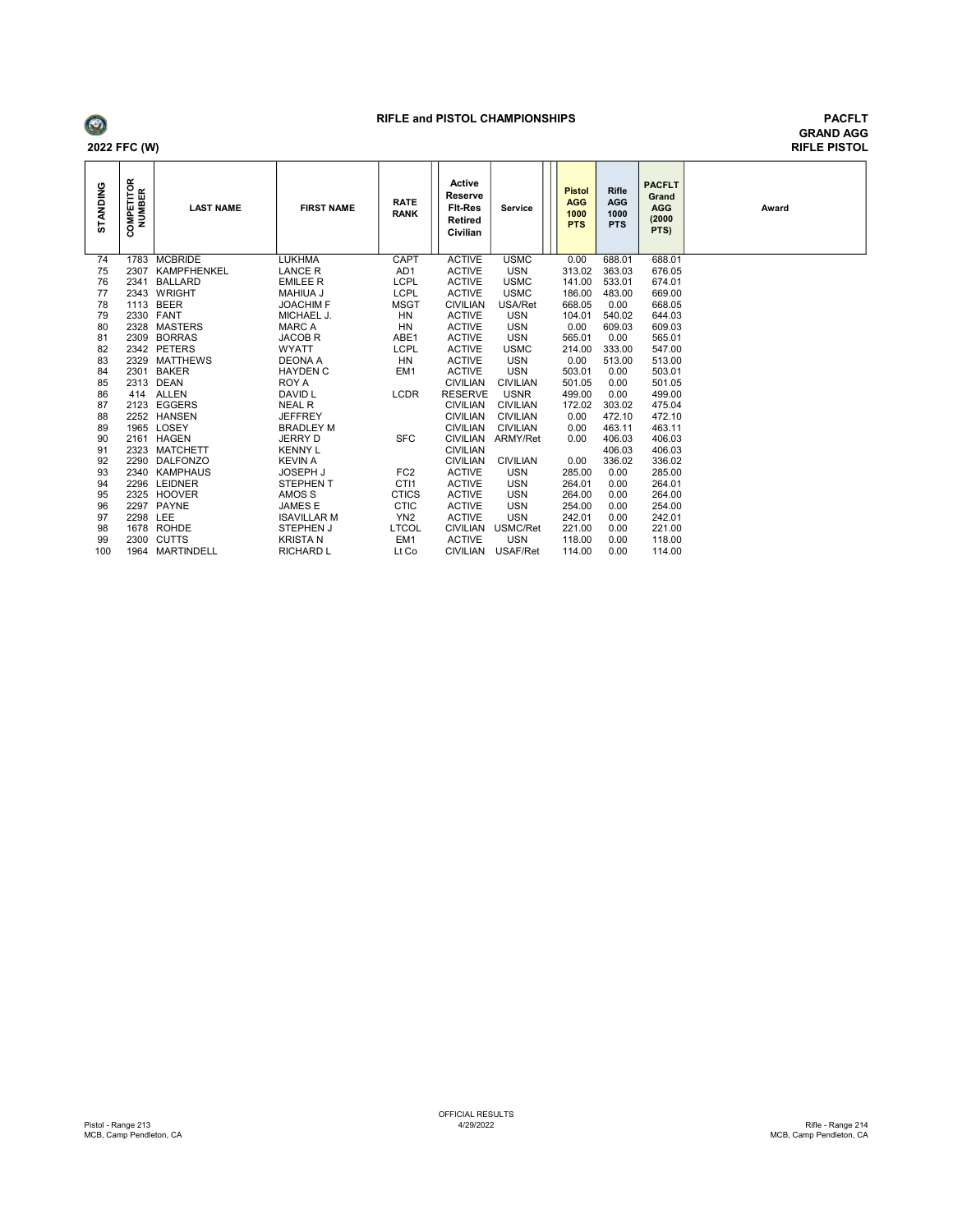# RIFLE and PISTOL CHAMPIONSHIPS

**2022 FFC (W)**

**PACFLT GRAND AGG RIFLE PISTOL**

| STANDING | COMPETITOR NUMBER | LAST NAME | FIRST NAME | RATE RANK | Active Reserve Flt-Res Retired Civilian | Service | Pistol AGG 1000 PTS | Rifle AGG 1000 PTS | PACFLT Grand AGG (2000 PTS) | Award |
|---|---|---|---|---|---|---|---|---|---|---|
| 74 | 1783 | MCBRIDE | LUKHMA | CAPT | ACTIVE | USMC | 0.00 | 688.01 | 688.01 | |
| 75 | 2307 | KAMPFHENKEL | LANCE R | AD1 | ACTIVE | USN | 313.02 | 363.03 | 676.05 | |
| 76 | 2341 | BALLARD | EMILEE R | LCPL | ACTIVE | USMC | 141.00 | 533.01 | 674.01 | |
| 77 | 2343 | WRIGHT | MAHIUA J | LCPL | ACTIVE | USMC | 186.00 | 483.00 | 669.00 | |
| 78 | 1113 | BEER | JOACHIM F | MSGT | CIVILIAN | USA/Ret | 668.05 | 0.00 | 668.05 | |
| 79 | 2330 | FANT | MICHAEL J. | HN | ACTIVE | USN | 104.01 | 540.02 | 644.03 | |
| 80 | 2328 | MASTERS | MARC A | HN | ACTIVE | USN | 0.00 | 609.03 | 609.03 | |
| 81 | 2309 | BORRAS | JACOB R | ABE1 | ACTIVE | USN | 565.01 | 0.00 | 565.01 | |
| 82 | 2342 | PETERS | WYATT | LCPL | ACTIVE | USMC | 214.00 | 333.00 | 547.00 | |
| 83 | 2329 | MATTHEWS | DEONA A | HN | ACTIVE | USN | 0.00 | 513.00 | 513.00 | |
| 84 | 2301 | BAKER | HAYDEN C | EM1 | ACTIVE | USN | 503.01 | 0.00 | 503.01 | |
| 85 | 2313 | DEAN | ROY A | | CIVILIAN | CIVILIAN | 501.05 | 0.00 | 501.05 | |
| 86 | 414 | ALLEN | DAVID L | LCDR | RESERVE | USNR | 499.00 | 0.00 | 499.00 | |
| 87 | 2123 | EGGERS | NEAL R | | CIVILIAN | CIVILIAN | 172.02 | 303.02 | 475.04 | |
| 88 | 2252 | HANSEN | JEFFREY | | CIVILIAN | CIVILIAN | 0.00 | 472.10 | 472.10 | |
| 89 | 1965 | LOSEY | BRADLEY M | | CIVILIAN | CIVILIAN | 0.00 | 463.11 | 463.11 | |
| 90 | 2161 | HAGEN | JERRY D | SFC | CIVILIAN | ARMY/Ret | 0.00 | 406.03 | 406.03 | |
| 91 | 2323 | MATCHETT | KENNY L | | CIVILIAN | | | 406.03 | 406.03 | |
| 92 | 2290 | DALFONZO | KEVIN A | | CIVILIAN | CIVILIAN | 0.00 | 336.02 | 336.02 | |
| 93 | 2340 | KAMPHAUS | JOSEPH J | FC2 | ACTIVE | USN | 285.00 | 0.00 | 285.00 | |
| 94 | 2296 | LEIDNER | STEPHEN T | CTI1 | ACTIVE | USN | 264.01 | 0.00 | 264.01 | |
| 95 | 2325 | HOOVER | AMOS S | CTICS | ACTIVE | USN | 264.00 | 0.00 | 264.00 | |
| 96 | 2297 | PAYNE | JAMES E | CTIC | ACTIVE | USN | 254.00 | 0.00 | 254.00 | |
| 97 | 2298 | LEE | ISAVILLAR M | YN2 | ACTIVE | USN | 242.01 | 0.00 | 242.01 | |
| 98 | 1678 | ROHDE | STEPHEN J | LTCOL | CIVILIAN | USMC/Ret | 221.00 | 0.00 | 221.00 | |
| 99 | 2300 | CUTTS | KRISTA N | EM1 | ACTIVE | USN | 118.00 | 0.00 | 118.00 | |
| 100 | 1964 | MARTINDELL | RICHARD L | Lt Co | CIVILIAN | USAF/Ret | 114.00 | 0.00 | 114.00 | |

Pistol - Range 213
MCB, Camp Pendleton, CA

OFFICIAL RESULTS
4/29/2022

Rifle - Range 214
MCB, Camp Pendleton, CA